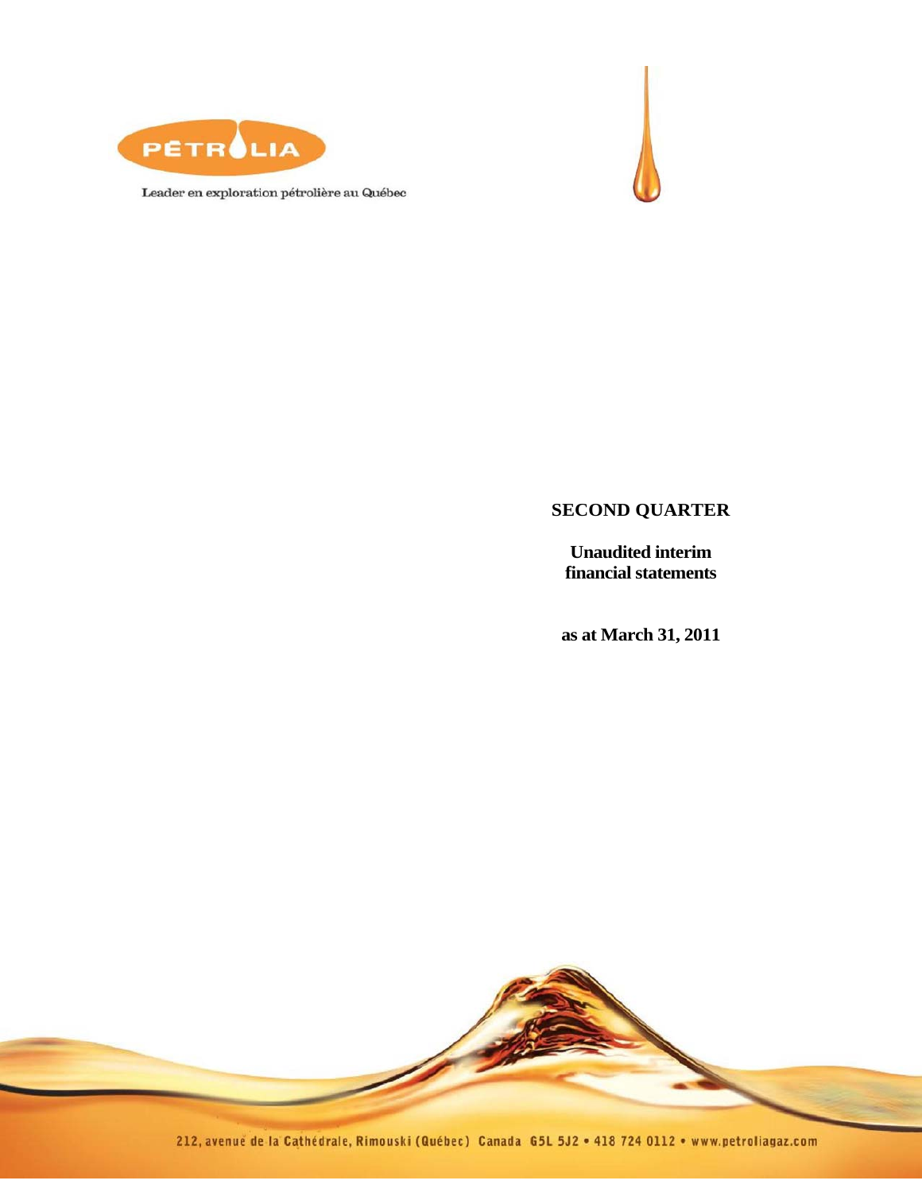PÉTROLIA

Leader en exploration pétrolière au Québec

# SECOND QUARTER

**Unaudited interim financial statements**

**as at March 31, 2011**

212, avenue de la Cathédrale, Rimouski (Québec) Canada G5L 5J2 • 418 724 0112 • www.petroliagaz.com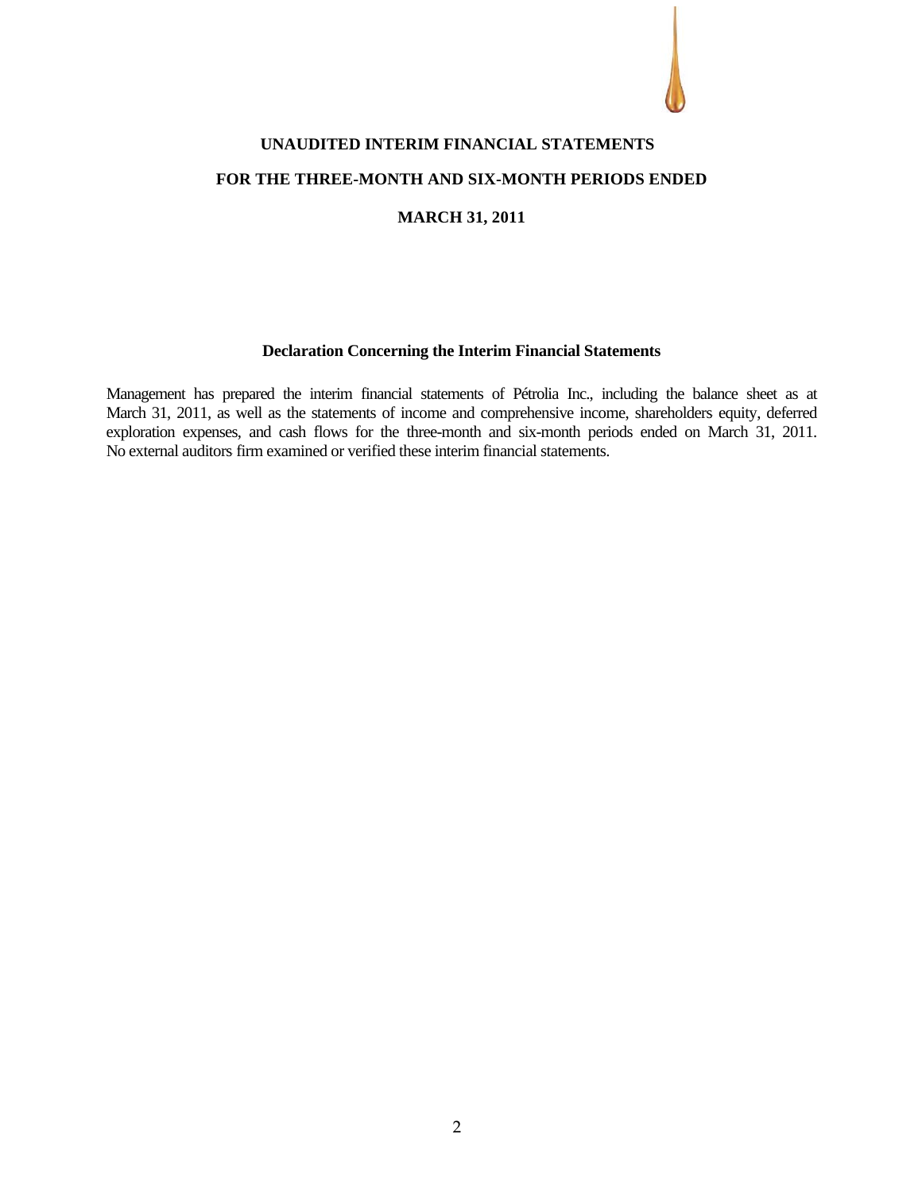# UNAUDITED INTERIM FINANCIAL STATEMENTS

## FOR THE THREE-MONTH AND SIX-MONTH PERIODS ENDED

## MARCH 31, 2011

### Declaration Concerning the Interim Financial Statements

Management has prepared the interim financial statements of Pétrolia Inc., including the balance sheet as at March 31, 2011, as well as the statements of income and comprehensive income, shareholders equity, deferred exploration expenses, and cash flows for the three-month and six-month periods ended on March 31, 2011. No external auditors firm examined or verified these interim financial statements.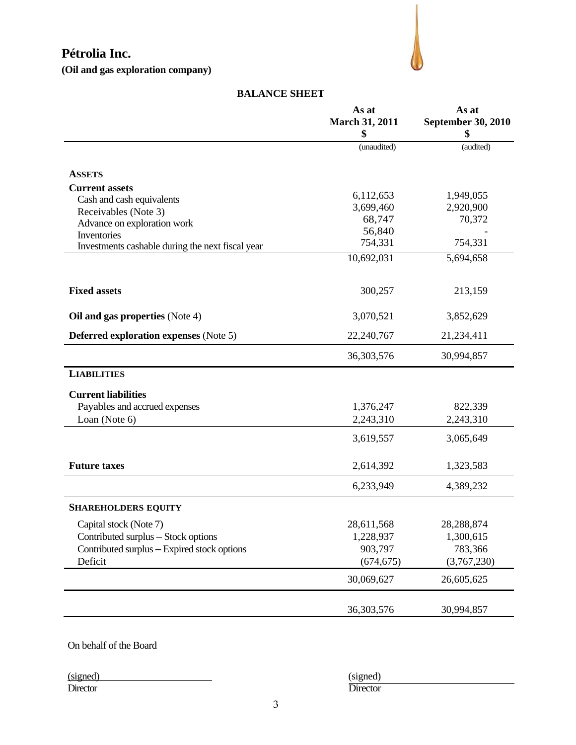# Pétrolia Inc.

**(Oil and gas exploration company)**

## BALANCE SHEET

| | As at March 31, 2011 $ | As at September 30, 2010 $ |
|---|---|---|
| | (unaudited) | (audited) |
| **ASSETS** | | |
| **Current assets** | | |
| Cash and cash equivalents | 6,112,653 | 1,949,055 |
| Receivables (Note 3) | 3,699,460 | 2,920,900 |
| Advance on exploration work | 68,747 | 70,372 |
| Inventories | 56,840 | - |
| Investments cashable during the next fiscal year | 754,331 | 754,331 |
| | 10,692,031 | 5,694,658 |
| **Fixed assets** | 300,257 | 213,159 |
| **Oil and gas properties** (Note 4) | 3,070,521 | 3,852,629 |
| **Deferred exploration expenses** (Note 5) | 22,240,767 | 21,234,411 |
| | 36,303,576 | 30,994,857 |
| **LIABILITIES** | | |
| **Current liabilities** | | |
| Payables and accrued expenses | 1,376,247 | 822,339 |
| Loan (Note 6) | 2,243,310 | 2,243,310 |
| | 3,619,557 | 3,065,649 |
| **Future taxes** | 2,614,392 | 1,323,583 |
| | 6,233,949 | 4,389,232 |
| **SHAREHOLDERS EQUITY** | | |
| Capital stock (Note 7) | 28,611,568 | 28,288,874 |
| Contributed surplus – Stock options | 1,228,937 | 1,300,615 |
| Contributed surplus – Expired stock options | 903,797 | 783,366 |
| Deficit | (674,675) | (3,767,230) |
| | 30,069,627 | 26,605,625 |
| | 36,303,576 | 30,994,857 |

On behalf of the Board

(signed)
Director

(signed)
Director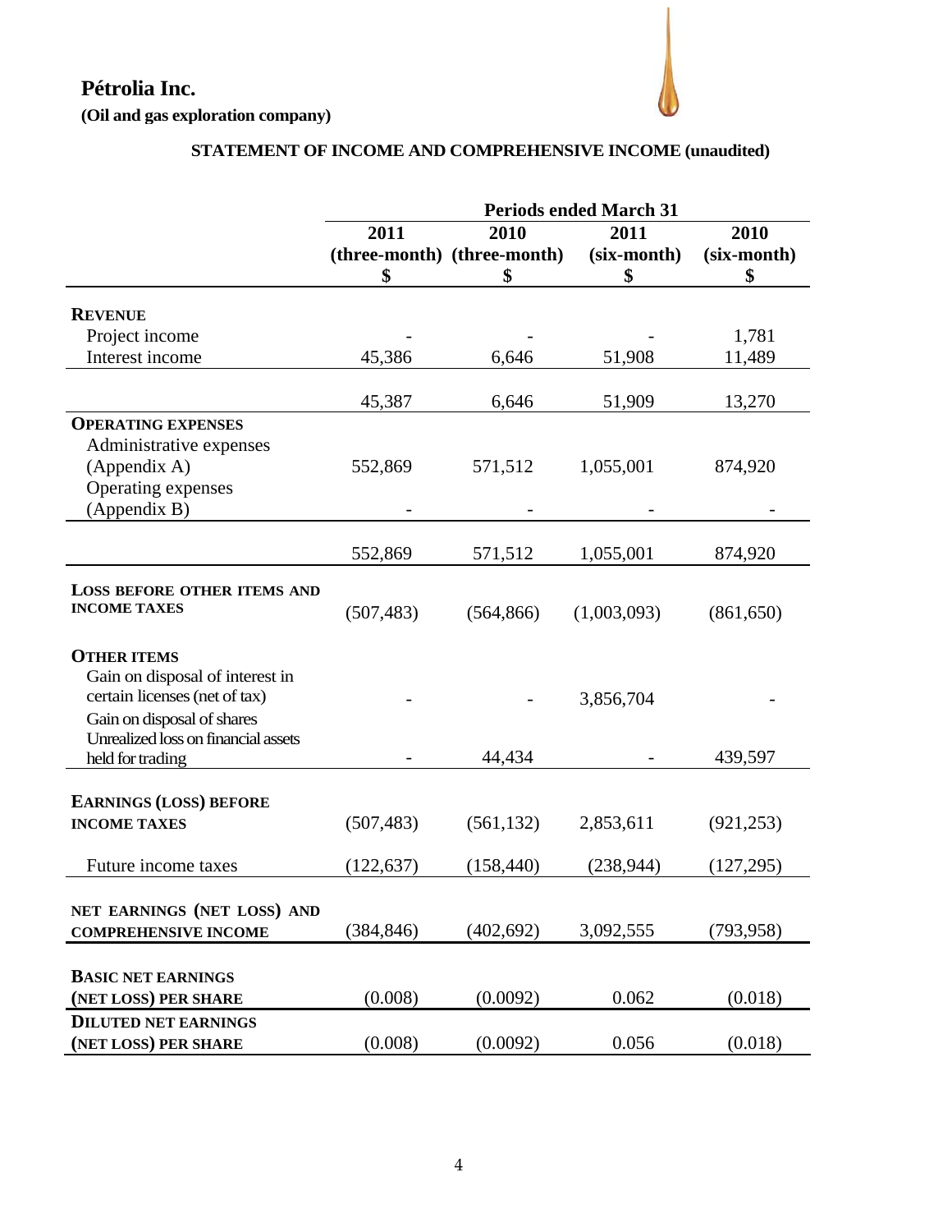# Pétrolia Inc.

**(Oil and gas exploration company)**

## STATEMENT OF INCOME AND COMPREHENSIVE INCOME (unaudited)

| | Periods ended March 31 | | | |
|---|---|---|---|---|
| | 2011 (three-month) $ | 2010 (three-month) $ | 2011 (six-month) $ | 2010 (six-month) $ |
| **REVENUE** | | | | |
| Project income | - | - | - | 1,781 |
| Interest income | 45,386 | 6,646 | 51,908 | 11,489 |
| | 45,387 | 6,646 | 51,909 | 13,270 |
| **OPERATING EXPENSES** | | | | |
| Administrative expenses (Appendix A) | 552,869 | 571,512 | 1,055,001 | 874,920 |
| Operating expenses (Appendix B) | - | - | - | - |
| | 552,869 | 571,512 | 1,055,001 | 874,920 |
| **LOSS BEFORE OTHER ITEMS AND INCOME TAXES** | (507,483) | (564,866) | (1,003,093) | (861,650) |
| **OTHER ITEMS** | | | | |
| Gain on disposal of interest in certain licenses (net of tax) | - | - | 3,856,704 | - |
| Gain on disposal of shares | | | | |
| Unrealized loss on financial assets held for trading | - | 44,434 | - | 439,597 |
| **EARNINGS (LOSS) BEFORE INCOME TAXES** | (507,483) | (561,132) | 2,853,611 | (921,253) |
| Future income taxes | (122,637) | (158,440) | (238,944) | (127,295) |
| **NET EARNINGS (NET LOSS) AND COMPREHENSIVE INCOME** | (384,846) | (402,692) | 3,092,555 | (793,958) |
| **BASIC NET EARNINGS (NET LOSS) PER SHARE** | (0.008) | (0.0092) | 0.062 | (0.018) |
| **DILUTED NET EARNINGS (NET LOSS) PER SHARE** | (0.008) | (0.0092) | 0.056 | (0.018) |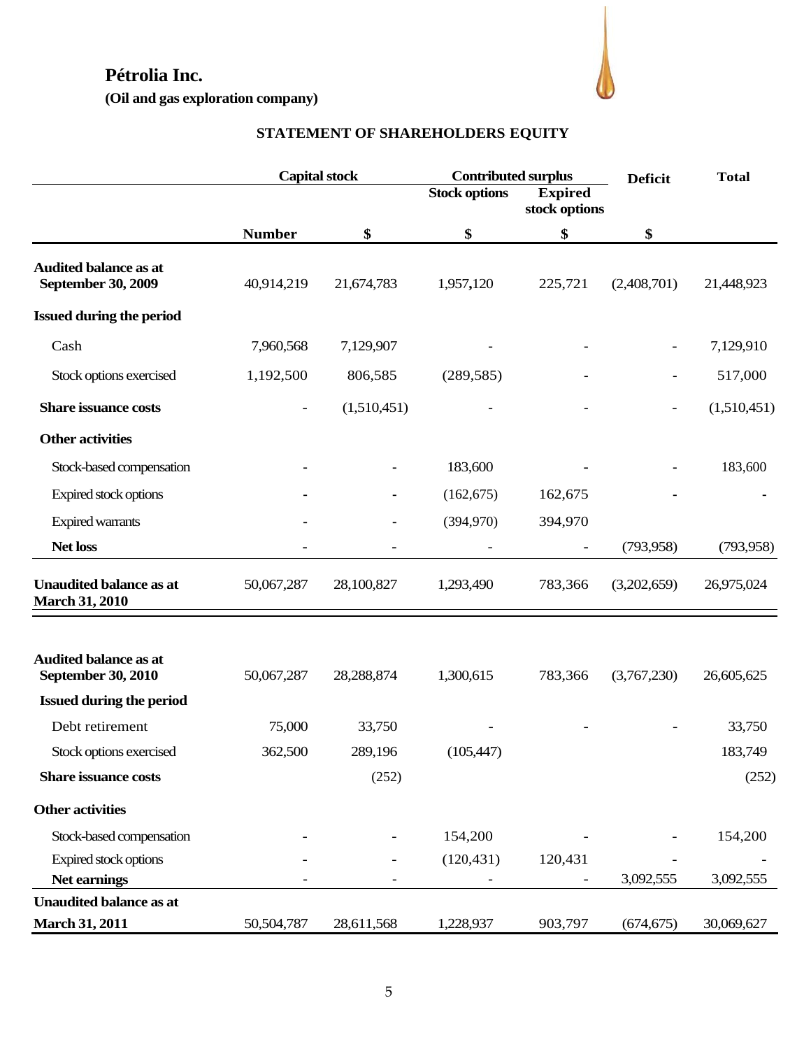# Pétrolia Inc.

**(Oil and gas exploration company)**

## STATEMENT OF SHAREHOLDERS EQUITY

| | Capital stock | | Contributed surplus | | Deficit | Total |
|---|---|---|---|---|---|---|
| | | | Stock options | Expired stock options | | |
| | Number | $ | $ | $ | $ | |
| **Audited balance as at September 30, 2009** | 40,914,219 | 21,674,783 | 1,957,120 | 225,721 | (2,408,701) | 21,448,923 |
| **Issued during the period** | | | | | | |
| Cash | 7,960,568 | 7,129,907 | - | - | - | 7,129,910 |
| Stock options exercised | 1,192,500 | 806,585 | (289,585) | - | - | 517,000 |
| **Share issuance costs** | - | (1,510,451) | - | - | - | (1,510,451) |
| **Other activities** | | | | | | |
| Stock-based compensation | - | - | 183,600 | - | - | 183,600 |
| Expired stock options | - | - | (162,675) | 162,675 | - | - |
| Expired warrants | - | - | (394,970) | 394,970 | | |
| **Net loss** | - | - | - | - | (793,958) | (793,958) |
| **Unaudited balance as at March 31, 2010** | 50,067,287 | 28,100,827 | 1,293,490 | 783,366 | (3,202,659) | 26,975,024 |
| | | | | | | |
| **Audited balance as at September 30, 2010** | 50,067,287 | 28,288,874 | 1,300,615 | 783,366 | (3,767,230) | 26,605,625 |
| **Issued during the period** | | | | | | |
| Debt retirement | 75,000 | 33,750 | - | - | - | 33,750 |
| Stock options exercised | 362,500 | 289,196 | (105,447) | | | 183,749 |
| **Share issuance costs** | | (252) | | | | (252) |
| **Other activities** | | | | | | |
| Stock-based compensation | - | - | 154,200 | - | - | 154,200 |
| Expired stock options | - | - | (120,431) | 120,431 | - | - |
| **Net earnings** | - | - | - | - | 3,092,555 | 3,092,555 |
| **Unaudited balance as at March 31, 2011** | 50,504,787 | 28,611,568 | 1,228,937 | 903,797 | (674,675) | 30,069,627 |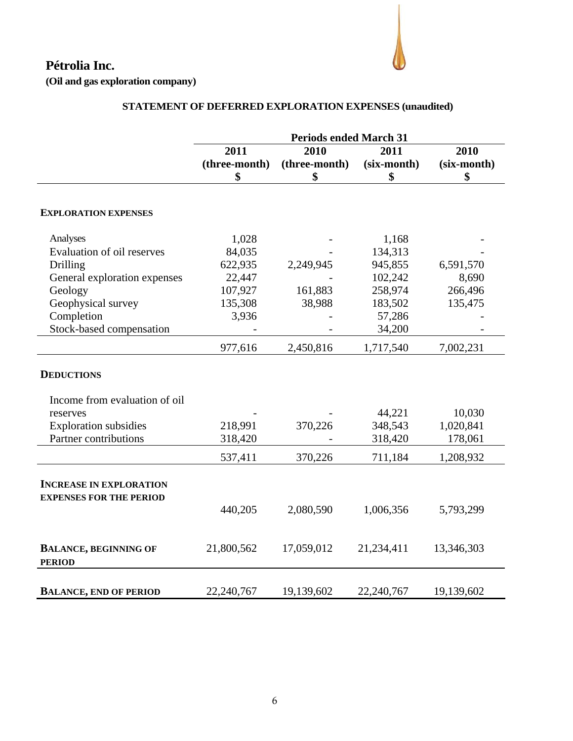# Pétrolia Inc.

**(Oil and gas exploration company)**

## STATEMENT OF DEFERRED EXPLORATION EXPENSES (unaudited)

| | Periods ended March 31 | | | |
|---|---|---|---|---|
| | 2011 (three-month) $ | 2010 (three-month) $ | 2011 (six-month) $ | 2010 (six-month) $ |
| **EXPLORATION EXPENSES** | | | | |
| Analyses | 1,028 | - | 1,168 | - |
| Evaluation of oil reserves | 84,035 | - | 134,313 | - |
| Drilling | 622,935 | 2,249,945 | 945,855 | 6,591,570 |
| General exploration expenses | 22,447 | - | 102,242 | 8,690 |
| Geology | 107,927 | 161,883 | 258,974 | 266,496 |
| Geophysical survey | 135,308 | 38,988 | 183,502 | 135,475 |
| Completion | 3,936 | - | 57,286 | - |
| Stock-based compensation | - | - | 34,200 | - |
| | 977,616 | 2,450,816 | 1,717,540 | 7,002,231 |
| **DEDUCTIONS** | | | | |
| Income from evaluation of oil reserves | - | - | 44,221 | 10,030 |
| Exploration subsidies | 218,991 | 370,226 | 348,543 | 1,020,841 |
| Partner contributions | 318,420 | - | 318,420 | 178,061 |
| | 537,411 | 370,226 | 711,184 | 1,208,932 |
| **INCREASE IN EXPLORATION EXPENSES FOR THE PERIOD** | 440,205 | 2,080,590 | 1,006,356 | 5,793,299 |
| **BALANCE, BEGINNING OF PERIOD** | 21,800,562 | 17,059,012 | 21,234,411 | 13,346,303 |
| **BALANCE, END OF PERIOD** | 22,240,767 | 19,139,602 | 22,240,767 | 19,139,602 |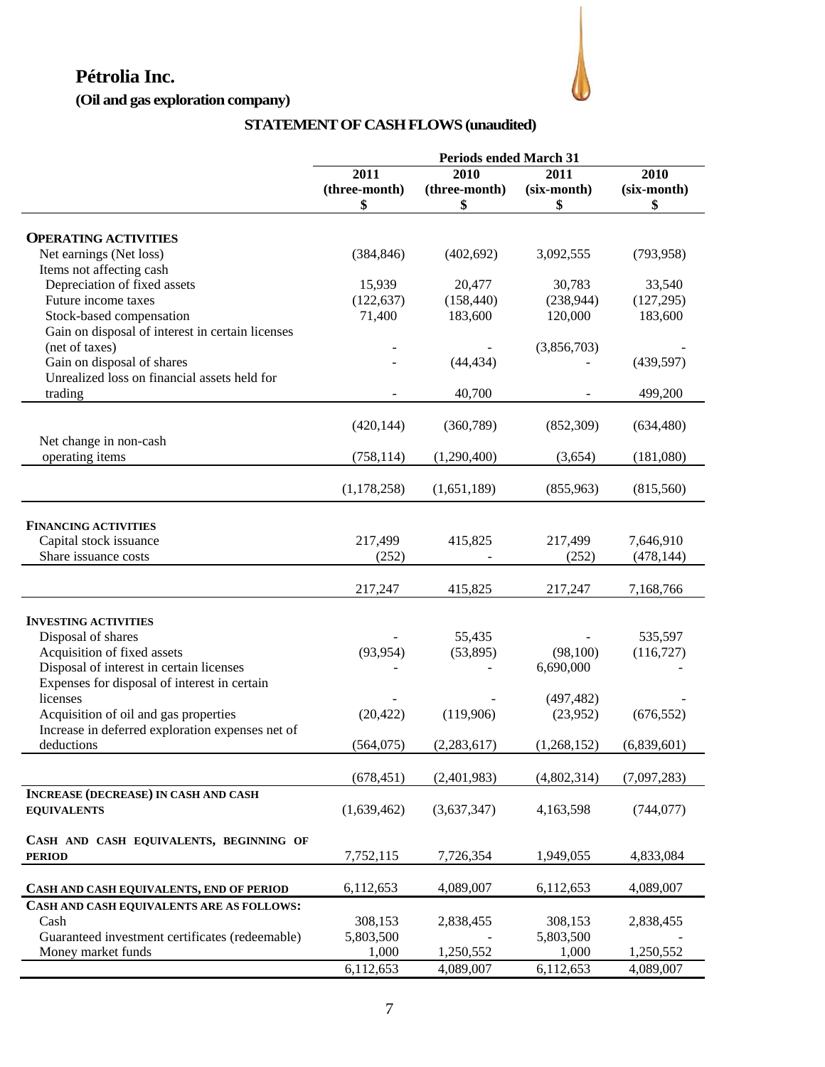**Pétrolia Inc.**

**(Oil and gas exploration company)**

## STATEMENT OF CASH FLOWS (unaudited)

| | Periods ended March 31 | | | |
|---|---|---|---|---|
| | 2011 (three-month) $ | 2010 (three-month) $ | 2011 (six-month) $ | 2010 (six-month) $ |
| **OPERATING ACTIVITIES** | | | | |
| Net earnings (Net loss) | (384,846) | (402,692) | 3,092,555 | (793,958) |
| Items not affecting cash | | | | |
| Depreciation of fixed assets | 15,939 | 20,477 | 30,783 | 33,540 |
| Future income taxes | (122,637) | (158,440) | (238,944) | (127,295) |
| Stock-based compensation | 71,400 | 183,600 | 120,000 | 183,600 |
| Gain on disposal of interest in certain licenses (net of taxes) | - | - | (3,856,703) | - |
| Gain on disposal of shares | - | (44,434) | - | (439,597) |
| Unrealized loss on financial assets held for trading | - | 40,700 | - | 499,200 |
| | (420,144) | (360,789) | (852,309) | (634,480) |
| Net change in non-cash operating items | (758,114) | (1,290,400) | (3,654) | (181,080) |
| | (1,178,258) | (1,651,189) | (855,963) | (815,560) |
| **FINANCING ACTIVITIES** | | | | |
| Capital stock issuance | 217,499 | 415,825 | 217,499 | 7,646,910 |
| Share issuance costs | (252) | - | (252) | (478,144) |
| | 217,247 | 415,825 | 217,247 | 7,168,766 |
| **INVESTING ACTIVITIES** | | | | |
| Disposal of shares | - | 55,435 | - | 535,597 |
| Acquisition of fixed assets | (93,954) | (53,895) | (98,100) | (116,727) |
| Disposal of interest in certain licenses | - | - | 6,690,000 | - |
| Expenses for disposal of interest in certain licenses | - | - | (497,482) | - |
| Acquisition of oil and gas properties | (20,422) | (119,906) | (23,952) | (676,552) |
| Increase in deferred exploration expenses net of deductions | (564,075) | (2,283,617) | (1,268,152) | (6,839,601) |
| | (678,451) | (2,401,983) | (4,802,314) | (7,097,283) |
| **INCREASE (DECREASE) IN CASH AND CASH EQUIVALENTS** | (1,639,462) | (3,637,347) | 4,163,598 | (744,077) |
| **CASH AND CASH EQUIVALENTS, BEGINNING OF PERIOD** | 7,752,115 | 7,726,354 | 1,949,055 | 4,833,084 |
| **CASH AND CASH EQUIVALENTS, END OF PERIOD** | 6,112,653 | 4,089,007 | 6,112,653 | 4,089,007 |
| **CASH AND CASH EQUIVALENTS ARE AS FOLLOWS:** | | | | |
| Cash | 308,153 | 2,838,455 | 308,153 | 2,838,455 |
| Guaranteed investment certificates (redeemable) | 5,803,500 | - | 5,803,500 | - |
| Money market funds | 1,000 | 1,250,552 | 1,000 | 1,250,552 |
| | 6,112,653 | 4,089,007 | 6,112,653 | 4,089,007 |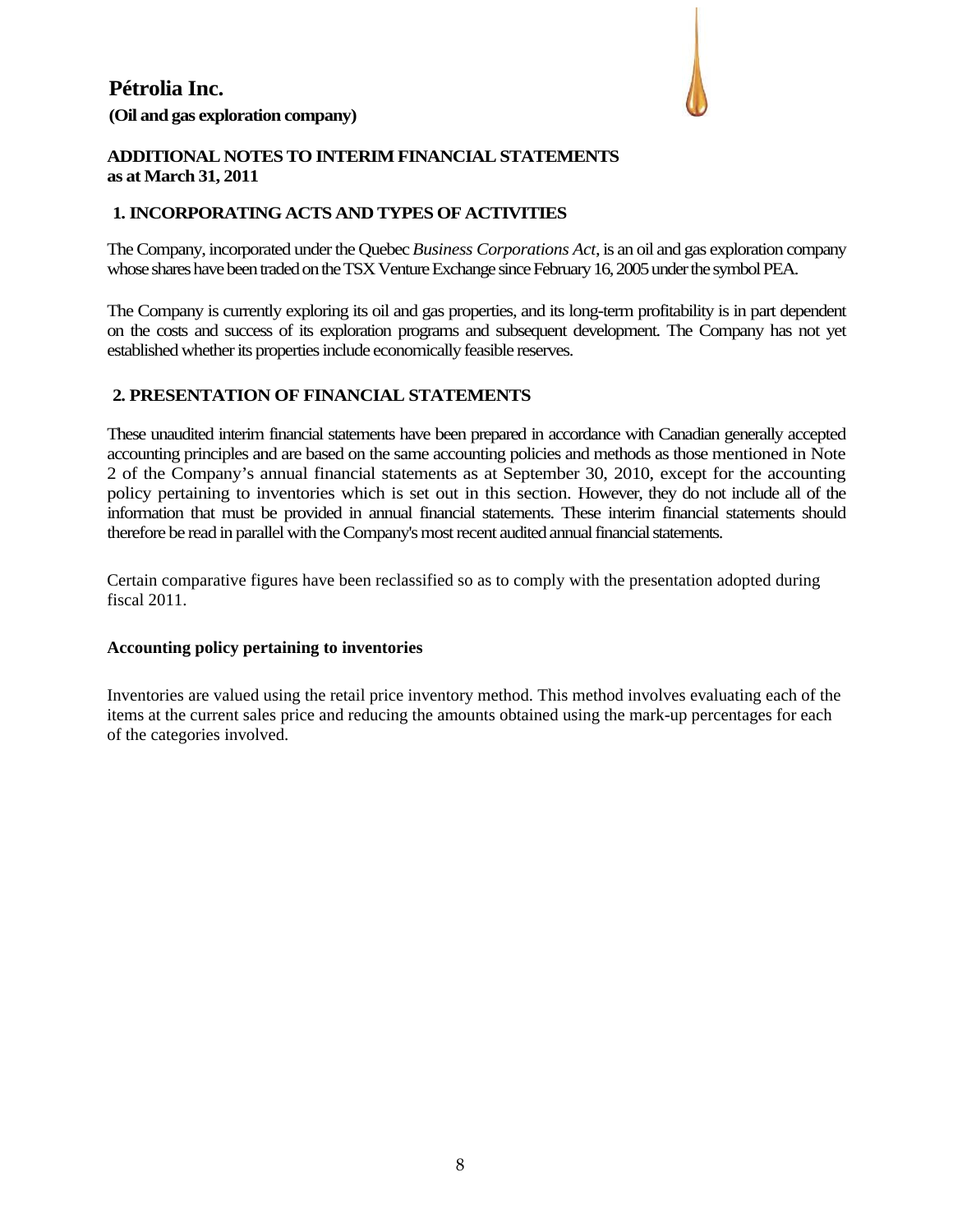# Pétrolia Inc.

**(Oil and gas exploration company)**

**ADDITIONAL NOTES TO INTERIM FINANCIAL STATEMENTS**
**as at March 31, 2011**

## 1. INCORPORATING ACTS AND TYPES OF ACTIVITIES

The Company, incorporated under the Quebec *Business Corporations Act*, is an oil and gas exploration company whose shares have been traded on the TSX Venture Exchange since February 16, 2005 under the symbol PEA.

The Company is currently exploring its oil and gas properties, and its long-term profitability is in part dependent on the costs and success of its exploration programs and subsequent development. The Company has not yet established whether its properties include economically feasible reserves.

## 2. PRESENTATION OF FINANCIAL STATEMENTS

These unaudited interim financial statements have been prepared in accordance with Canadian generally accepted accounting principles and are based on the same accounting policies and methods as those mentioned in Note 2 of the Company's annual financial statements as at September 30, 2010, except for the accounting policy pertaining to inventories which is set out in this section. However, they do not include all of the information that must be provided in annual financial statements. These interim financial statements should therefore be read in parallel with the Company's most recent audited annual financial statements.

Certain comparative figures have been reclassified so as to comply with the presentation adopted during fiscal 2011.

**Accounting policy pertaining to inventories**

Inventories are valued using the retail price inventory method. This method involves evaluating each of the items at the current sales price and reducing the amounts obtained using the mark-up percentages for each of the categories involved.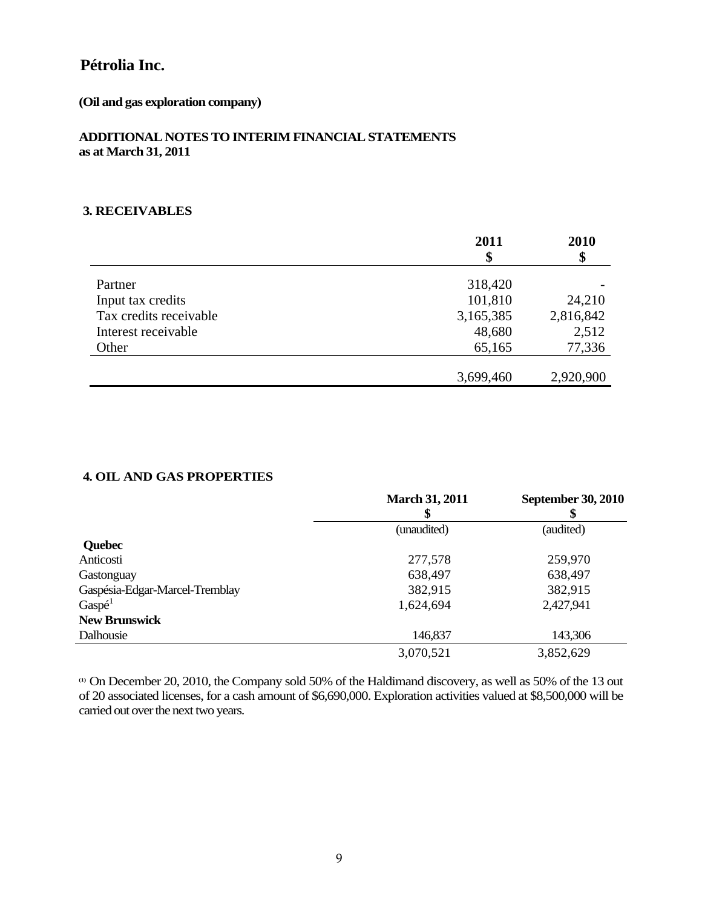# Pétrolia Inc.

**(Oil and gas exploration company)**

**ADDITIONAL NOTES TO INTERIM FINANCIAL STATEMENTS**
**as at March 31, 2011**

## 3. RECEIVABLES

| | 2011 $ | 2010 $ |
|---|---|---|
| Partner | 318,420 | - |
| Input tax credits | 101,810 | 24,210 |
| Tax credits receivable | 3,165,385 | 2,816,842 |
| Interest receivable | 48,680 | 2,512 |
| Other | 65,165 | 77,336 |
| | 3,699,460 | 2,920,900 |

## 4. OIL AND GAS PROPERTIES

| | March 31, 2011 $ | September 30, 2010 $ |
|---|---|---|
| | (unaudited) | (audited) |
| **Quebec** | | |
| Anticosti | 277,578 | 259,970 |
| Gastonguay | 638,497 | 638,497 |
| Gaspésia-Edgar-Marcel-Tremblay | 382,915 | 382,915 |
| Gaspé[1] | 1,624,694 | 2,427,941 |
| **New Brunswick** | | |
| Dalhousie | 146,837 | 143,306 |
| | 3,070,521 | 3,852,629 |

(1) On December 20, 2010, the Company sold 50% of the Haldimand discovery, as well as 50% of the 13 out of 20 associated licenses, for a cash amount of $6,690,000. Exploration activities valued at $8,500,000 will be carried out over the next two years.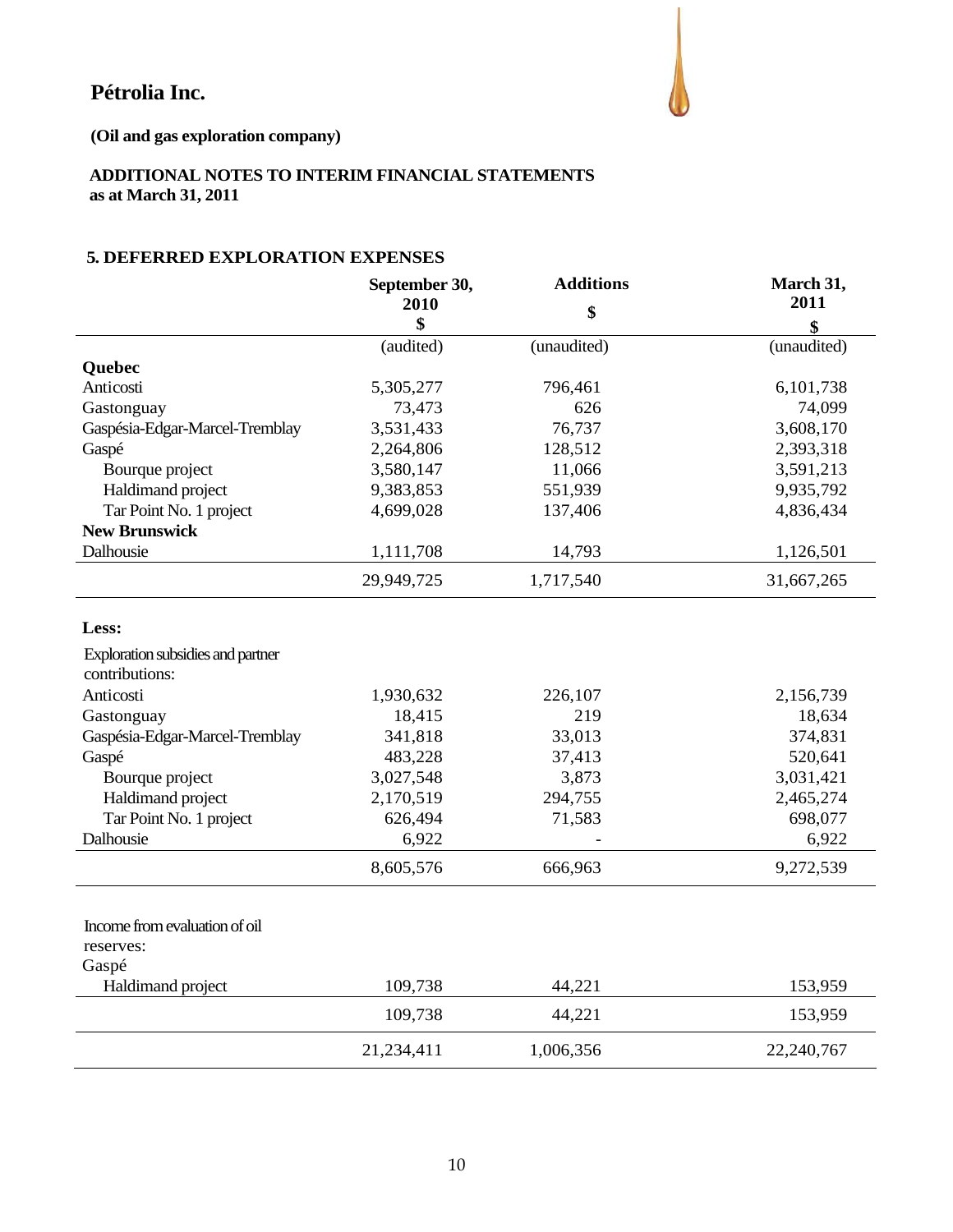# Pétrolia Inc.

**(Oil and gas exploration company)**

**ADDITIONAL NOTES TO INTERIM FINANCIAL STATEMENTS**
**as at March 31, 2011**

## 5. DEFERRED EXPLORATION EXPENSES

| | September 30, 2010 $ | Additions $ | March 31, 2011 $ |
|---|---|---|---|
| | (audited) | (unaudited) | (unaudited) |
| **Quebec** | | | |
| Anticosti | 5,305,277 | 796,461 | 6,101,738 |
| Gastonguay | 73,473 | 626 | 74,099 |
| Gaspésia-Edgar-Marcel-Tremblay | 3,531,433 | 76,737 | 3,608,170 |
| Gaspé | 2,264,806 | 128,512 | 2,393,318 |
| Bourque project | 3,580,147 | 11,066 | 3,591,213 |
| Haldimand project | 9,383,853 | 551,939 | 9,935,792 |
| Tar Point No. 1 project | 4,699,028 | 137,406 | 4,836,434 |
| **New Brunswick** | | | |
| Dalhousie | 1,111,708 | 14,793 | 1,126,501 |
| | 29,949,725 | 1,717,540 | 31,667,265 |
| **Less:** | | | |
| Exploration subsidies and partner contributions: | | | |
| Anticosti | 1,930,632 | 226,107 | 2,156,739 |
| Gastonguay | 18,415 | 219 | 18,634 |
| Gaspésia-Edgar-Marcel-Tremblay | 341,818 | 33,013 | 374,831 |
| Gaspé | 483,228 | 37,413 | 520,641 |
| Bourque project | 3,027,548 | 3,873 | 3,031,421 |
| Haldimand project | 2,170,519 | 294,755 | 2,465,274 |
| Tar Point No. 1 project | 626,494 | 71,583 | 698,077 |
| Dalhousie | 6,922 | - | 6,922 |
| | 8,605,576 | 666,963 | 9,272,539 |
| Income from evaluation of oil reserves: | | | |
| Gaspé | | | |
| Haldimand project | 109,738 | 44,221 | 153,959 |
| | 109,738 | 44,221 | 153,959 |
| | 21,234,411 | 1,006,356 | 22,240,767 |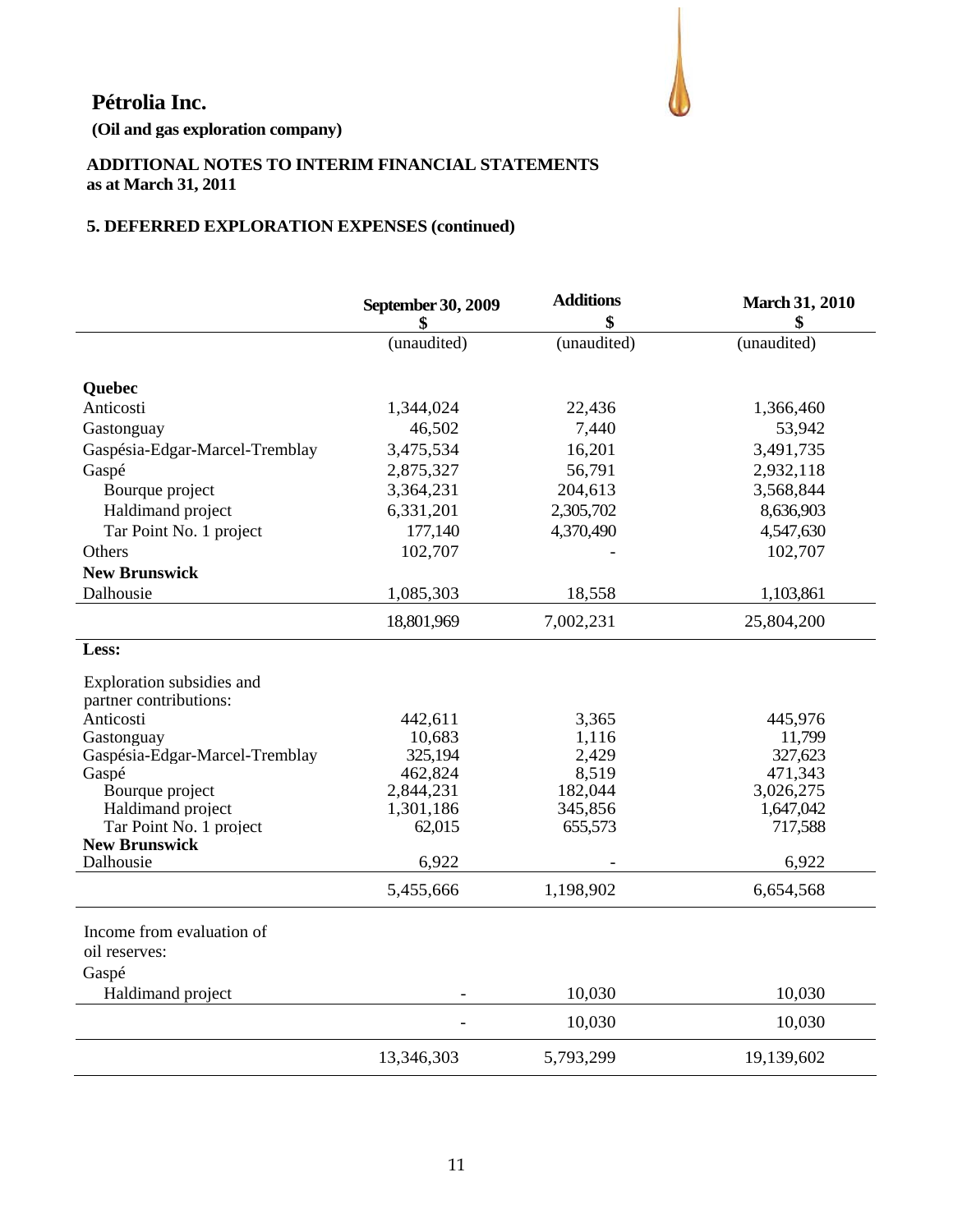# Pétrolia Inc.

**(Oil and gas exploration company)**

**ADDITIONAL NOTES TO INTERIM FINANCIAL STATEMENTS**
**as at March 31, 2011**

## 5. DEFERRED EXPLORATION EXPENSES (continued)

| | September 30, 2009 $ | Additions $ | March 31, 2010 $ |
|---|---|---|---|
| | (unaudited) | (unaudited) | (unaudited) |
| **Quebec** | | | |
| Anticosti | 1,344,024 | 22,436 | 1,366,460 |
| Gastonguay | 46,502 | 7,440 | 53,942 |
| Gaspésia-Edgar-Marcel-Tremblay | 3,475,534 | 16,201 | 3,491,735 |
| Gaspé | 2,875,327 | 56,791 | 2,932,118 |
| Bourque project | 3,364,231 | 204,613 | 3,568,844 |
| Haldimand project | 6,331,201 | 2,305,702 | 8,636,903 |
| Tar Point No. 1 project | 177,140 | 4,370,490 | 4,547,630 |
| Others | 102,707 | - | 102,707 |
| **New Brunswick** | | | |
| Dalhousie | 1,085,303 | 18,558 | 1,103,861 |
| | 18,801,969 | 7,002,231 | 25,804,200 |
| **Less:** | | | |
| Exploration subsidies and partner contributions: | | | |
| Anticosti | 442,611 | 3,365 | 445,976 |
| Gastonguay | 10,683 | 1,116 | 11,799 |
| Gaspésia-Edgar-Marcel-Tremblay | 325,194 | 2,429 | 327,623 |
| Gaspé | 462,824 | 8,519 | 471,343 |
| Bourque project | 2,844,231 | 182,044 | 3,026,275 |
| Haldimand project | 1,301,186 | 345,856 | 1,647,042 |
| Tar Point No. 1 project | 62,015 | 655,573 | 717,588 |
| **New Brunswick** | | | |
| Dalhousie | 6,922 | - | 6,922 |
| | 5,455,666 | 1,198,902 | 6,654,568 |
| Income from evaluation of oil reserves: | | | |
| Gaspé | | | |
| Haldimand project | - | 10,030 | 10,030 |
| | - | 10,030 | 10,030 |
| | 13,346,303 | 5,793,299 | 19,139,602 |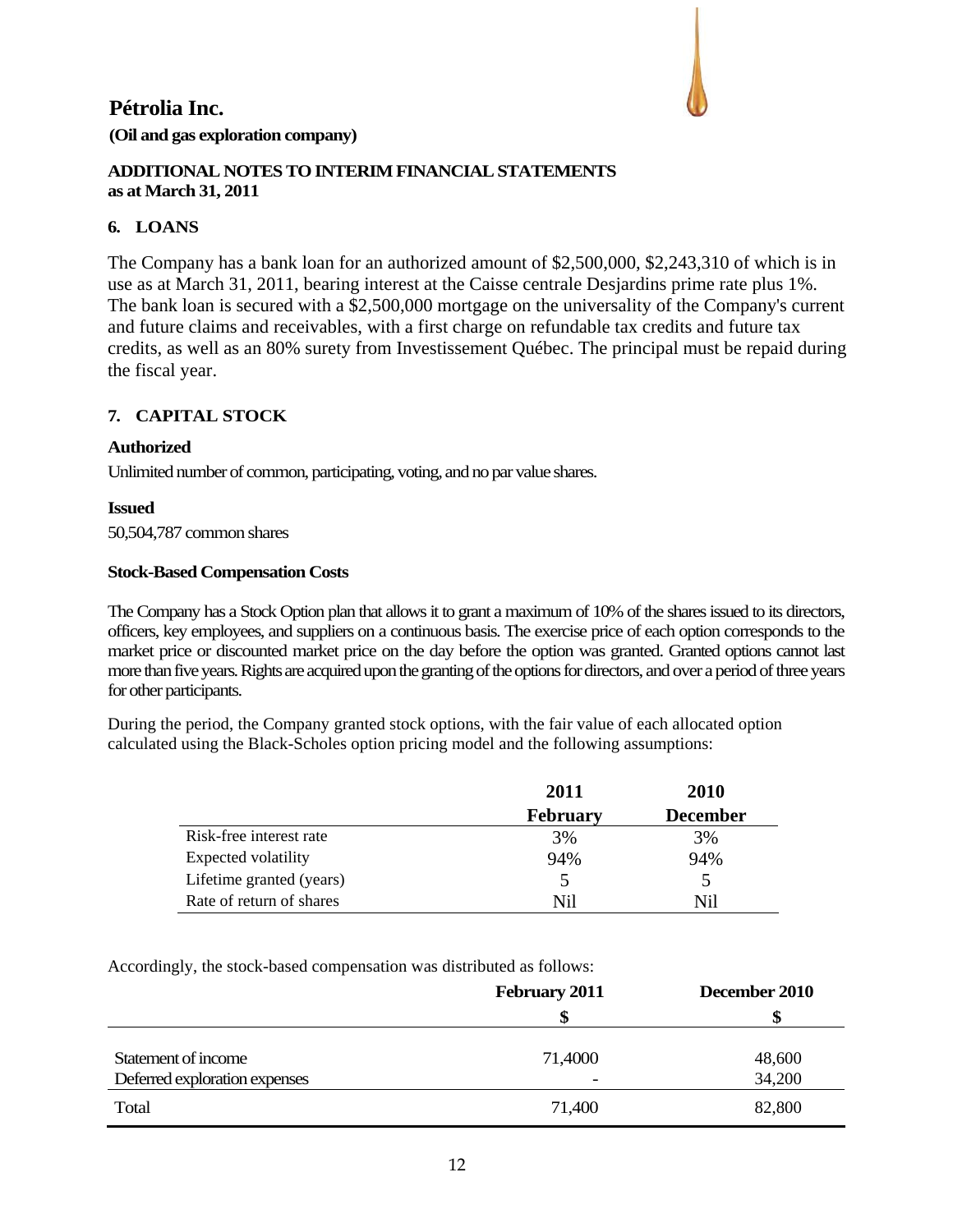# Pétrolia Inc.

**(Oil and gas exploration company)**

**ADDITIONAL NOTES TO INTERIM FINANCIAL STATEMENTS**
**as at March 31, 2011**

## 6. LOANS

The Company has a bank loan for an authorized amount of $2,500,000, $2,243,310 of which is in use as at March 31, 2011, bearing interest at the Caisse centrale Desjardins prime rate plus 1%. The bank loan is secured with a $2,500,000 mortgage on the universality of the Company's current and future claims and receivables, with a first charge on refundable tax credits and future tax credits, as well as an 80% surety from Investissement Québec. The principal must be repaid during the fiscal year.

## 7. CAPITAL STOCK

**Authorized**

Unlimited number of common, participating, voting, and no par value shares.

**Issued**

50,504,787 common shares

**Stock-Based Compensation Costs**

The Company has a Stock Option plan that allows it to grant a maximum of 10% of the shares issued to its directors, officers, key employees, and suppliers on a continuous basis. The exercise price of each option corresponds to the market price or discounted market price on the day before the option was granted. Granted options cannot last more than five years. Rights are acquired upon the granting of the options for directors, and over a period of three years for other participants.

During the period, the Company granted stock options, with the fair value of each allocated option calculated using the Black-Scholes option pricing model and the following assumptions:

| | 2011 February | 2010 December |
|---|---|---|
| Risk-free interest rate | 3% | 3% |
| Expected volatility | 94% | 94% |
| Lifetime granted (years) | 5 | 5 |
| Rate of return of shares | Nil | Nil |

Accordingly, the stock-based compensation was distributed as follows:

| | February 2011 | December 2010 |
|---|---|---|
| | $ | $ |
| Statement of income | 71,4000 | 48,600 |
| Deferred exploration expenses | - | 34,200 |
| Total | 71,400 | 82,800 |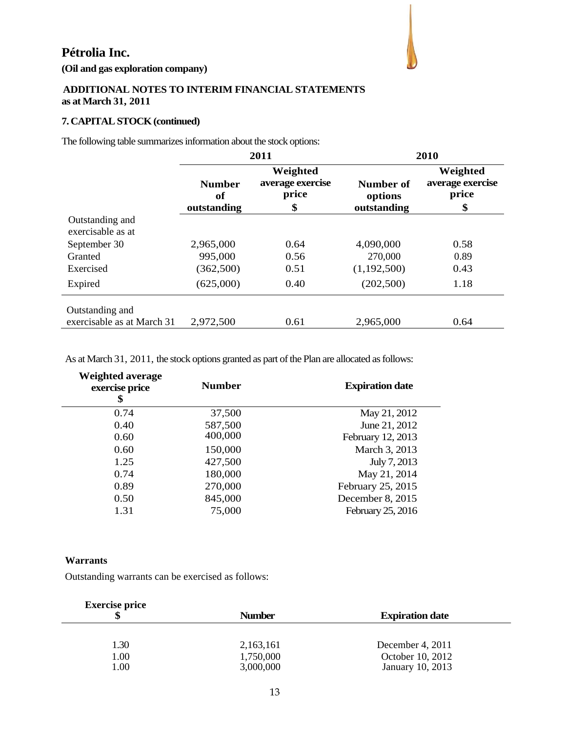# Pétrolia Inc.

**(Oil and gas exploration company)**

**ADDITIONAL NOTES TO INTERIM FINANCIAL STATEMENTS**
**as at March 31, 2011**

## 7. CAPITAL STOCK (continued)

The following table summarizes information about the stock options:

| | 2011 | | 2010 | |
|---|---|---|---|---|
| | **Number of outstanding** | **Weighted average exercise price $** | **Number of options outstanding** | **Weighted average exercise price $** |
| Outstanding and exercisable as at September 30 | 2,965,000 | 0.64 | 4,090,000 | 0.58 |
| Granted | 995,000 | 0.56 | 270,000 | 0.89 |
| Exercised | (362,500) | 0.51 | (1,192,500) | 0.43 |
| Expired | (625,000) | 0.40 | (202,500) | 1.18 |
| Outstanding and exercisable as at March 31 | 2,972,500 | 0.61 | 2,965,000 | 0.64 |

As at March 31, 2011, the stock options granted as part of the Plan are allocated as follows:

| Weighted average exercise price $ | Number | Expiration date |
|---|---|---|
| 0.74 | 37,500 | May 21, 2012 |
| 0.40 | 587,500 | June 21, 2012 |
| 0.60 | 400,000 | February 12, 2013 |
| 0.60 | 150,000 | March 3, 2013 |
| 1.25 | 427,500 | July 7, 2013 |
| 0.74 | 180,000 | May 21, 2014 |
| 0.89 | 270,000 | February 25, 2015 |
| 0.50 | 845,000 | December 8, 2015 |
| 1.31 | 75,000 | February 25, 2016 |

### Warrants

Outstanding warrants can be exercised as follows:

| Exercise price $ | Number | Expiration date |
|---|---|---|
| 1.30 | 2,163,161 | December 4, 2011 |
| 1.00 | 1,750,000 | October 10, 2012 |
| 1.00 | 3,000,000 | January 10, 2013 |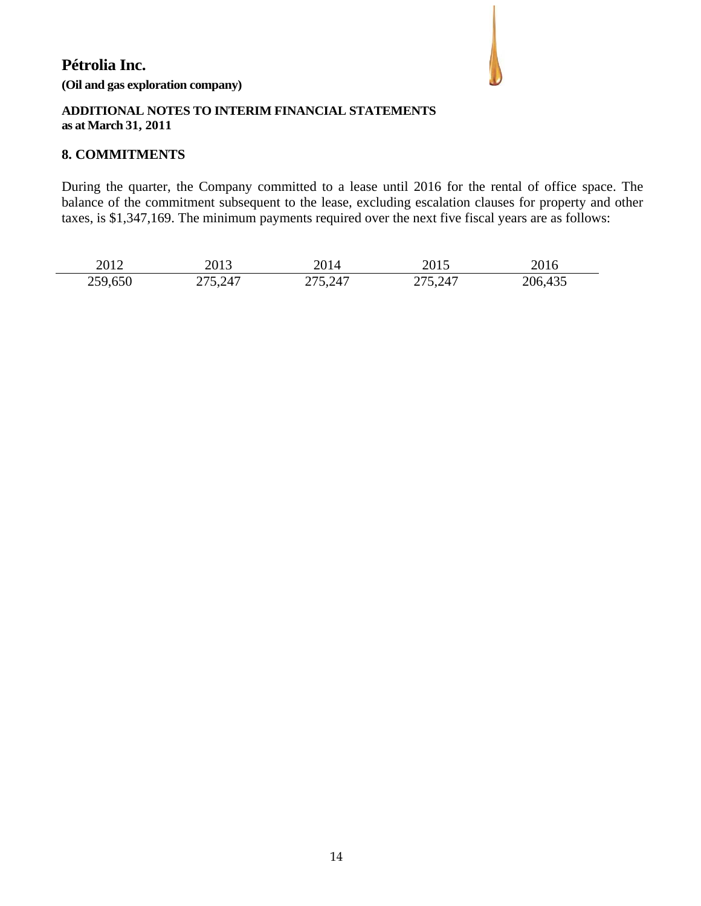# Pétrolia Inc.

**(Oil and gas exploration company)**

**ADDITIONAL NOTES TO INTERIM FINANCIAL STATEMENTS**
**as at March 31, 2011**

## 8. COMMITMENTS

During the quarter, the Company committed to a lease until 2016 for the rental of office space. The balance of the commitment subsequent to the lease, excluding escalation clauses for property and other taxes, is $1,347,169. The minimum payments required over the next five fiscal years are as follows:

| 2012 | 2013 | 2014 | 2015 | 2016 |
|---|---|---|---|---|
| 259,650 | 275,247 | 275,247 | 275,247 | 206,435 |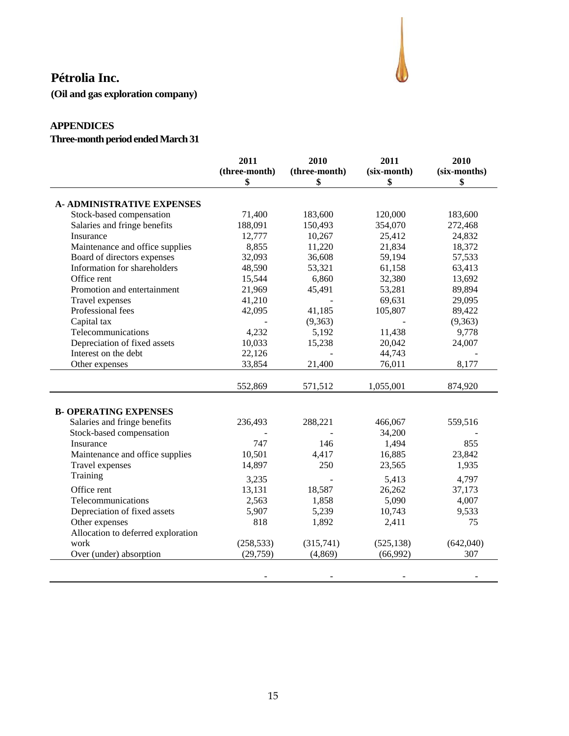# Pétrolia Inc.

**(Oil and gas exploration company)**

## APPENDICES

### Three-month period ended March 31

| | 2011 (three-month) $ | 2010 (three-month) $ | 2011 (six-month) $ | 2010 (six-months) $ |
|---|---|---|---|---|
| **A- ADMINISTRATIVE EXPENSES** | | | | |
| Stock-based compensation | 71,400 | 183,600 | 120,000 | 183,600 |
| Salaries and fringe benefits | 188,091 | 150,493 | 354,070 | 272,468 |
| Insurance | 12,777 | 10,267 | 25,412 | 24,832 |
| Maintenance and office supplies | 8,855 | 11,220 | 21,834 | 18,372 |
| Board of directors expenses | 32,093 | 36,608 | 59,194 | 57,533 |
| Information for shareholders | 48,590 | 53,321 | 61,158 | 63,413 |
| Office rent | 15,544 | 6,860 | 32,380 | 13,692 |
| Promotion and entertainment | 21,969 | 45,491 | 53,281 | 89,894 |
| Travel expenses | 41,210 | - | 69,631 | 29,095 |
| Professional fees | 42,095 | 41,185 | 105,807 | 89,422 |
| Capital tax | - | (9,363) | - | (9,363) |
| Telecommunications | 4,232 | 5,192 | 11,438 | 9,778 |
| Depreciation of fixed assets | 10,033 | 15,238 | 20,042 | 24,007 |
| Interest on the debt | 22,126 | - | 44,743 | - |
| Other expenses | 33,854 | 21,400 | 76,011 | 8,177 |
| | 552,869 | 571,512 | 1,055,001 | 874,920 |
| **B- OPERATING EXPENSES** | | | | |
| Salaries and fringe benefits | 236,493 | 288,221 | 466,067 | 559,516 |
| Stock-based compensation | - | - | 34,200 | - |
| Insurance | 747 | 146 | 1,494 | 855 |
| Maintenance and office supplies | 10,501 | 4,417 | 16,885 | 23,842 |
| Travel expenses | 14,897 | 250 | 23,565 | 1,935 |
| Training | 3,235 | - | 5,413 | 4,797 |
| Office rent | 13,131 | 18,587 | 26,262 | 37,173 |
| Telecommunications | 2,563 | 1,858 | 5,090 | 4,007 |
| Depreciation of fixed assets | 5,907 | 5,239 | 10,743 | 9,533 |
| Other expenses | 818 | 1,892 | 2,411 | 75 |
| Allocation to deferred exploration work | (258,533) | (315,741) | (525,138) | (642,040) |
| Over (under) absorption | (29,759) | (4,869) | (66,992) | 307 |
| | - | - | - | - |